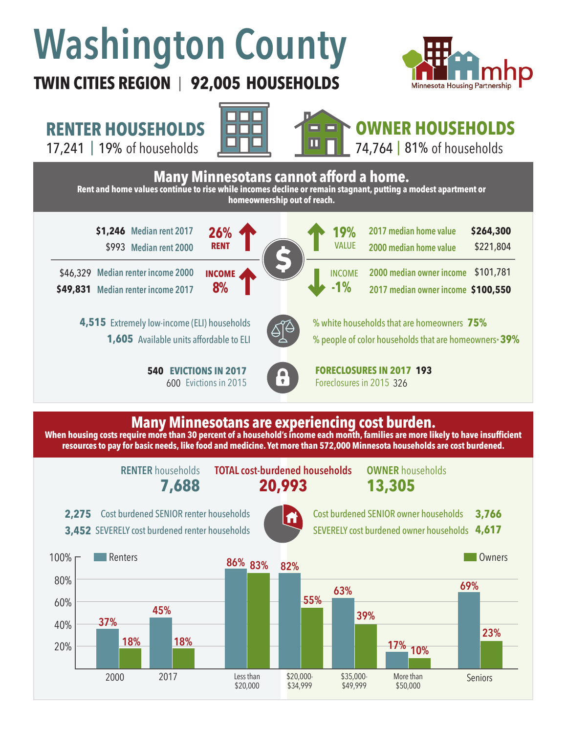# Washington County

**TWIN CITIES REGION | 92,005 HOUSEHOLDS**

Minnesota Housing Partnership

## RENTER HOUSEHOLDS

17,241 | 19% of households

## OWNER HOUSEHOLDS

74,764 | 81% of households

## Many Minnesotans cannot afford a home.

**Rent and home values continue to rise while incomes decline or remain stagnant, putting a modest apartment or homeownership out of reach.**

**$1,246** Median rent 2017
$993 Median rent 2000
**26% RENT** ↑

**19% VALUE** ↑
2017 median home value **$264,300**
2000 median home value $221,804

$46,329 Median renter income 2000
**$49,831** Median renter income 2017
**INCOME 8%** ↑

**INCOME -1%** ↓
2000 median owner income $101,781
2017 median owner income **$100,550**

**4,515** Extremely low-income (ELI) households
**1,605** Available units affordable to ELI

% white households that are homeowners **75%**
% people of color households that are homeowners* **39%**

**540 EVICTIONS IN 2017**
600 Evictions in 2015

**FORECLOSURES IN 2017 193**
Foreclosures in 2015 326

## Many Minnesotans are experiencing cost burden.

**When housing costs require more than 30 percent of a household's income each month, families are more likely to have insufficient resources to pay for basic needs, like food and medicine. Yet more than 572,000 Minnesota households are cost burdened.**

| RENTER households | TOTAL cost-burdened households | OWNER households |
|---|---|---|
| **7,688** | **20,993** | **13,305** |

**2,275** Cost burdened SENIOR renter households
**3,452** SEVERELY cost burdened renter households

Cost burdened SENIOR owner households **3,766**
SEVERELY cost burdened owner households **4,617**

| | Renters | Owners |
|---|---|---|
| 2000 | 37% | 18% |
| 2017 | 45% | 18% |
| Less than $20,000 | 86% | 83% |
| $20,000-$34,999 | 82% | 55% |
| $35,000-$49,999 | 63% | 39% |
| More than $50,000 | 17% | 10% |
| Seniors | 69% | 23% |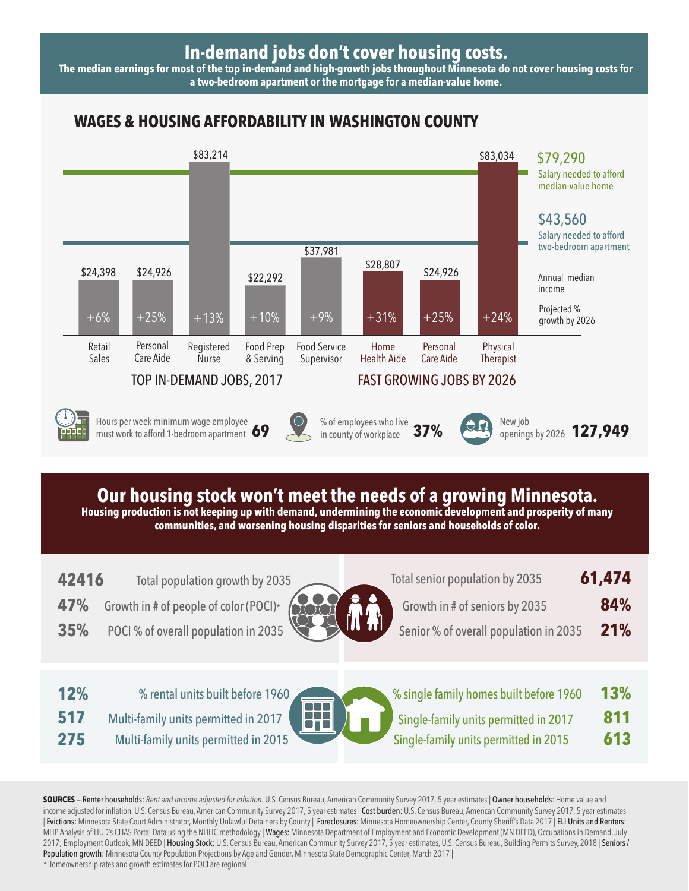# In-demand jobs don't cover housing costs.

**The median earnings for most of the top in-demand and high-growth jobs throughout Minnesota do not cover housing costs for a two-bedroom apartment or the mortgage for a median-value home.**

## WAGES & HOUSING AFFORDABILITY IN WASHINGTON COUNTY

$79,290
Salary needed to afford median-value home

$43,560
Salary needed to afford two-bedroom apartment

Annual median income

Projected % growth by 2026

TOP IN-DEMAND JOBS, 2017

Retail Sales: $24,398, +6%
Personal Care Aide: $24,926, +25%
Registered Nurse: $83,214, +13%
Food Prep & Serving: $22,292, +10%
Food Service Supervisor: $37,981, +9%

FAST GROWING JOBS BY 2026

Home Health Aide: $28,807, +31%
Personal Care Aide: $24,926, +25%
Physical Therapist: $83,034, +24%

Hours per week minimum wage employee must work to afford 1-bedroom apartment **69**

% of employees who live in county of workplace **37%**

New job openings by 2026 **127,949**

# Our housing stock won't meet the needs of a growing Minnesota.

**Housing production is not keeping up with demand, undermining the economic development and prosperity of many communities, and worsening housing disparities for seniors and households of color.**

**42416** Total population growth by 2035

**47%** Growth in # of people of color (POCI)*

**35%** POCI % of overall population in 2035

Total senior population by 2035 **61,474**

Growth in # of seniors by 2035 **84%**

Senior % of overall population in 2035 **21%**

**12%** % rental units built before 1960

**517** Multi-family units permitted in 2017

**275** Multi-family units permitted in 2015

% single family homes built before 1960 **13%**

Single-family units permitted in 2017 **811**

Single-family units permitted in 2015 **613**

**SOURCES** – Renter households: *Rent and income adjusted for inflation.* U.S. Census Bureau, American Community Survey 2017, 5 year estimates | Owner households: Home value and income adjusted for inflation. U.S. Census Bureau, American Community Survey 2017, 5 year estimates | Cost burden: U.S. Census Bureau, American Community Survey 2017, 5 year estimates | Evictions: Minnesota State Court Administrator, Monthly Unlawful Detainers by County | Foreclosures: Minnesota Homeownership Center, County Sheriff's Data 2017 | ELI Units and Renters: MHP Analysis of HUD's CHAS Portal Data using the NLIHC methodology | Wages: Minnesota Department of Employment and Economic Development (MN DEED), Occupations in Demand, July 2017; Employment Outlook, MN DEED | Housing Stock: U.S. Census Bureau, American Community Survey 2017, 5 year estimates, U.S. Census Bureau, Building Permits Survey, 2018 | Seniors / Population growth: Minnesota County Population Projections by Age and Gender, Minnesota State Demographic Center, March 2017 |
*Homeownership rates and growth estimates for POCI are regional